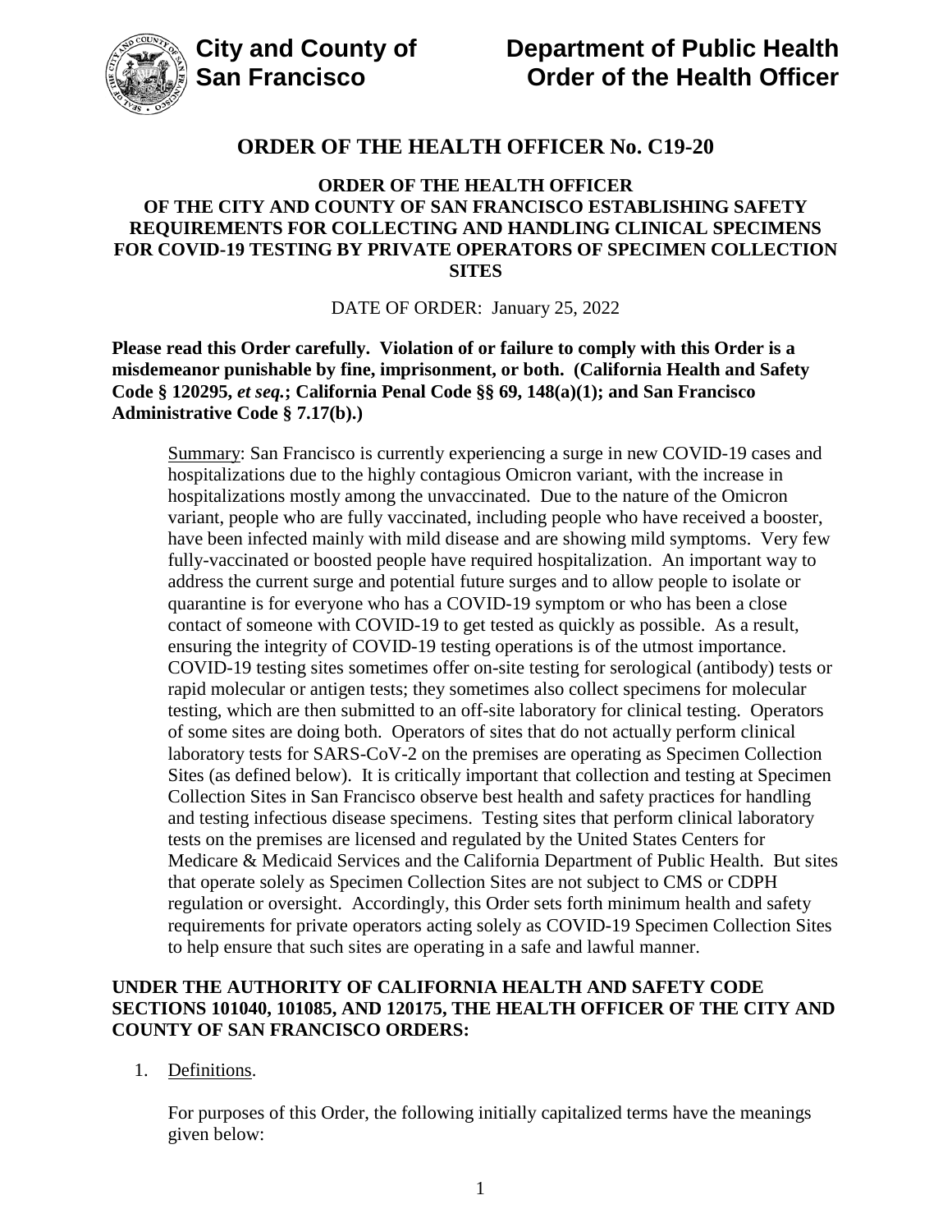**City and County of San Francisco**

**Department of Public Health**
**Order of the Health Officer**

# ORDER OF THE HEALTH OFFICER No. C19-20

**ORDER OF THE HEALTH OFFICER OF THE CITY AND COUNTY OF SAN FRANCISCO ESTABLISHING SAFETY REQUIREMENTS FOR COLLECTING AND HANDLING CLINICAL SPECIMENS FOR COVID-19 TESTING BY PRIVATE OPERATORS OF SPECIMEN COLLECTION SITES**

DATE OF ORDER: January 25, 2022

**Please read this Order carefully. Violation of or failure to comply with this Order is a misdemeanor punishable by fine, imprisonment, or both. (California Health and Safety Code § 120295, *et seq.*; California Penal Code §§ 69, 148(a)(1); and San Francisco Administrative Code § 7.17(b).)**

Summary: San Francisco is currently experiencing a surge in new COVID-19 cases and hospitalizations due to the highly contagious Omicron variant, with the increase in hospitalizations mostly among the unvaccinated. Due to the nature of the Omicron variant, people who are fully vaccinated, including people who have received a booster, have been infected mainly with mild disease and are showing mild symptoms. Very few fully-vaccinated or boosted people have required hospitalization. An important way to address the current surge and potential future surges and to allow people to isolate or quarantine is for everyone who has a COVID-19 symptom or who has been a close contact of someone with COVID-19 to get tested as quickly as possible. As a result, ensuring the integrity of COVID-19 testing operations is of the utmost importance. COVID-19 testing sites sometimes offer on-site testing for serological (antibody) tests or rapid molecular or antigen tests; they sometimes also collect specimens for molecular testing, which are then submitted to an off-site laboratory for clinical testing. Operators of some sites are doing both. Operators of sites that do not actually perform clinical laboratory tests for SARS-CoV-2 on the premises are operating as Specimen Collection Sites (as defined below). It is critically important that collection and testing at Specimen Collection Sites in San Francisco observe best health and safety practices for handling and testing infectious disease specimens. Testing sites that perform clinical laboratory tests on the premises are licensed and regulated by the United States Centers for Medicare & Medicaid Services and the California Department of Public Health. But sites that operate solely as Specimen Collection Sites are not subject to CMS or CDPH regulation or oversight. Accordingly, this Order sets forth minimum health and safety requirements for private operators acting solely as COVID-19 Specimen Collection Sites to help ensure that such sites are operating in a safe and lawful manner.

**UNDER THE AUTHORITY OF CALIFORNIA HEALTH AND SAFETY CODE SECTIONS 101040, 101085, AND 120175, THE HEALTH OFFICER OF THE CITY AND COUNTY OF SAN FRANCISCO ORDERS:**

1. Definitions.

   For purposes of this Order, the following initially capitalized terms have the meanings given below: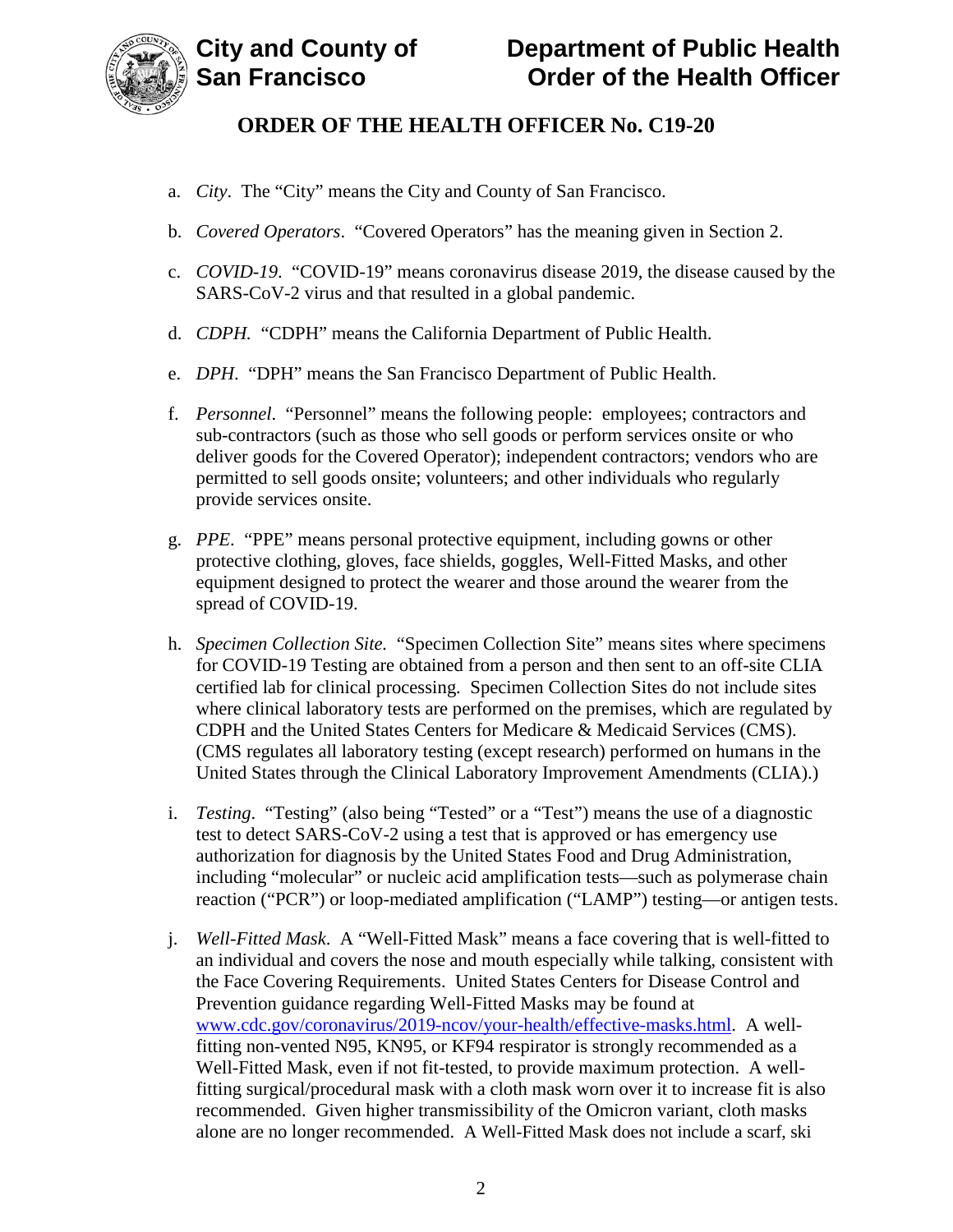a. *City*. The "City" means the City and County of San Francisco.

b. *Covered Operators*. "Covered Operators" has the meaning given in Section 2.

c. *COVID-19*. "COVID-19" means coronavirus disease 2019, the disease caused by the SARS-CoV-2 virus and that resulted in a global pandemic.

d. *CDPH.* "CDPH" means the California Department of Public Health.

e. *DPH*. "DPH" means the San Francisco Department of Public Health.

f. *Personnel*. "Personnel" means the following people: employees; contractors and sub-contractors (such as those who sell goods or perform services onsite or who deliver goods for the Covered Operator); independent contractors; vendors who are permitted to sell goods onsite; volunteers; and other individuals who regularly provide services onsite.

g. *PPE*. "PPE" means personal protective equipment, including gowns or other protective clothing, gloves, face shields, goggles, Well-Fitted Masks, and other equipment designed to protect the wearer and those around the wearer from the spread of COVID-19.

h. *Specimen Collection Site.* "Specimen Collection Site" means sites where specimens for COVID-19 Testing are obtained from a person and then sent to an off-site CLIA certified lab for clinical processing. Specimen Collection Sites do not include sites where clinical laboratory tests are performed on the premises, which are regulated by CDPH and the United States Centers for Medicare & Medicaid Services (CMS). (CMS regulates all laboratory testing (except research) performed on humans in the United States through the Clinical Laboratory Improvement Amendments (CLIA).)

i. *Testing*. "Testing" (also being "Tested" or a "Test") means the use of a diagnostic test to detect SARS-CoV-2 using a test that is approved or has emergency use authorization for diagnosis by the United States Food and Drug Administration, including "molecular" or nucleic acid amplification tests—such as polymerase chain reaction ("PCR") or loop-mediated amplification ("LAMP") testing—or antigen tests.

j. *Well-Fitted Mask*. A "Well-Fitted Mask" means a face covering that is well-fitted to an individual and covers the nose and mouth especially while talking, consistent with the Face Covering Requirements. United States Centers for Disease Control and Prevention guidance regarding Well-Fitted Masks may be found at www.cdc.gov/coronavirus/2019-ncov/your-health/effective-masks.html. A well-fitting non-vented N95, KN95, or KF94 respirator is strongly recommended as a Well-Fitted Mask, even if not fit-tested, to provide maximum protection. A well-fitting surgical/procedural mask with a cloth mask worn over it to increase fit is also recommended. Given higher transmissibility of the Omicron variant, cloth masks alone are no longer recommended. A Well-Fitted Mask does not include a scarf, ski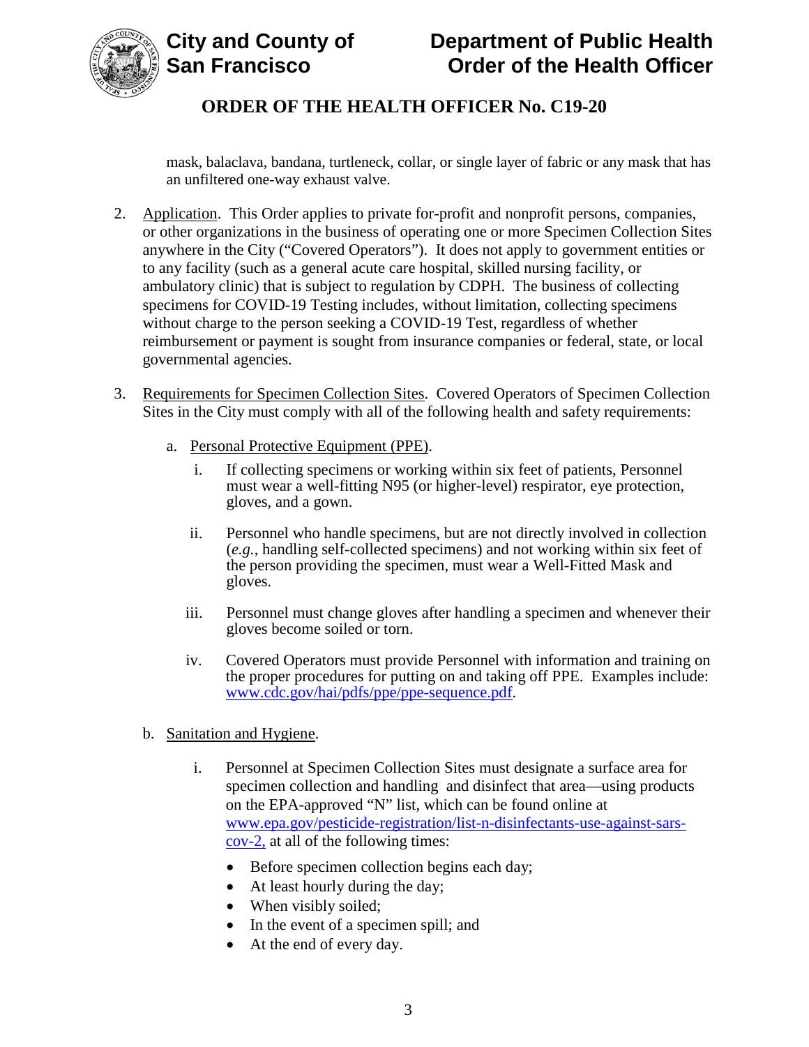mask, balaclava, bandana, turtleneck, collar, or single layer of fabric or any mask that has an unfiltered one-way exhaust valve.

2. Application. This Order applies to private for-profit and nonprofit persons, companies, or other organizations in the business of operating one or more Specimen Collection Sites anywhere in the City ("Covered Operators"). It does not apply to government entities or to any facility (such as a general acute care hospital, skilled nursing facility, or ambulatory clinic) that is subject to regulation by CDPH. The business of collecting specimens for COVID-19 Testing includes, without limitation, collecting specimens without charge to the person seeking a COVID-19 Test, regardless of whether reimbursement or payment is sought from insurance companies or federal, state, or local governmental agencies.

3. Requirements for Specimen Collection Sites. Covered Operators of Specimen Collection Sites in the City must comply with all of the following health and safety requirements:

   a. Personal Protective Equipment (PPE).

      i. If collecting specimens or working within six feet of patients, Personnel must wear a well-fitting N95 (or higher-level) respirator, eye protection, gloves, and a gown.

      ii. Personnel who handle specimens, but are not directly involved in collection (*e.g.*, handling self-collected specimens) and not working within six feet of the person providing the specimen, must wear a Well-Fitted Mask and gloves.

      iii. Personnel must change gloves after handling a specimen and whenever their gloves become soiled or torn.

      iv. Covered Operators must provide Personnel with information and training on the proper procedures for putting on and taking off PPE. Examples include: www.cdc.gov/hai/pdfs/ppe/ppe-sequence.pdf.

   b. Sanitation and Hygiene.

      i. Personnel at Specimen Collection Sites must designate a surface area for specimen collection and handling and disinfect that area—using products on the EPA-approved "N" list, which can be found online at www.epa.gov/pesticide-registration/list-n-disinfectants-use-against-sars-cov-2, at all of the following times:

         - Before specimen collection begins each day;
         - At least hourly during the day;
         - When visibly soiled;
         - In the event of a specimen spill; and
         - At the end of every day.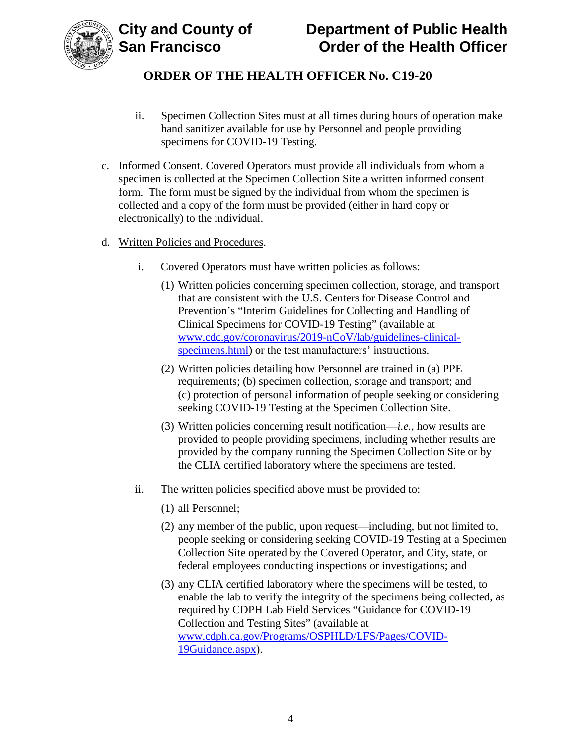ii. Specimen Collection Sites must at all times during hours of operation make hand sanitizer available for use by Personnel and people providing specimens for COVID-19 Testing.

c. Informed Consent. Covered Operators must provide all individuals from whom a specimen is collected at the Specimen Collection Site a written informed consent form. The form must be signed by the individual from whom the specimen is collected and a copy of the form must be provided (either in hard copy or electronically) to the individual.

d. Written Policies and Procedures.

i. Covered Operators must have written policies as follows:

(1) Written policies concerning specimen collection, storage, and transport that are consistent with the U.S. Centers for Disease Control and Prevention's "Interim Guidelines for Collecting and Handling of Clinical Specimens for COVID-19 Testing" (available at [www.cdc.gov/coronavirus/2019-nCoV/lab/guidelines-clinical-specimens.html](www.cdc.gov/coronavirus/2019-nCoV/lab/guidelines-clinical-specimens.html)) or the test manufacturers' instructions.

(2) Written policies detailing how Personnel are trained in (a) PPE requirements; (b) specimen collection, storage and transport; and (c) protection of personal information of people seeking or considering seeking COVID-19 Testing at the Specimen Collection Site.

(3) Written policies concerning result notification—*i.e.*, how results are provided to people providing specimens, including whether results are provided by the company running the Specimen Collection Site or by the CLIA certified laboratory where the specimens are tested.

ii. The written policies specified above must be provided to:

(1) all Personnel;

(2) any member of the public, upon request—including, but not limited to, people seeking or considering seeking COVID-19 Testing at a Specimen Collection Site operated by the Covered Operator, and City, state, or federal employees conducting inspections or investigations; and

(3) any CLIA certified laboratory where the specimens will be tested, to enable the lab to verify the integrity of the specimens being collected, as required by CDPH Lab Field Services "Guidance for COVID-19 Collection and Testing Sites" (available at [www.cdph.ca.gov/Programs/OSPHLD/LFS/Pages/COVID-19Guidance.aspx](www.cdph.ca.gov/Programs/OSPHLD/LFS/Pages/COVID-19Guidance.aspx)).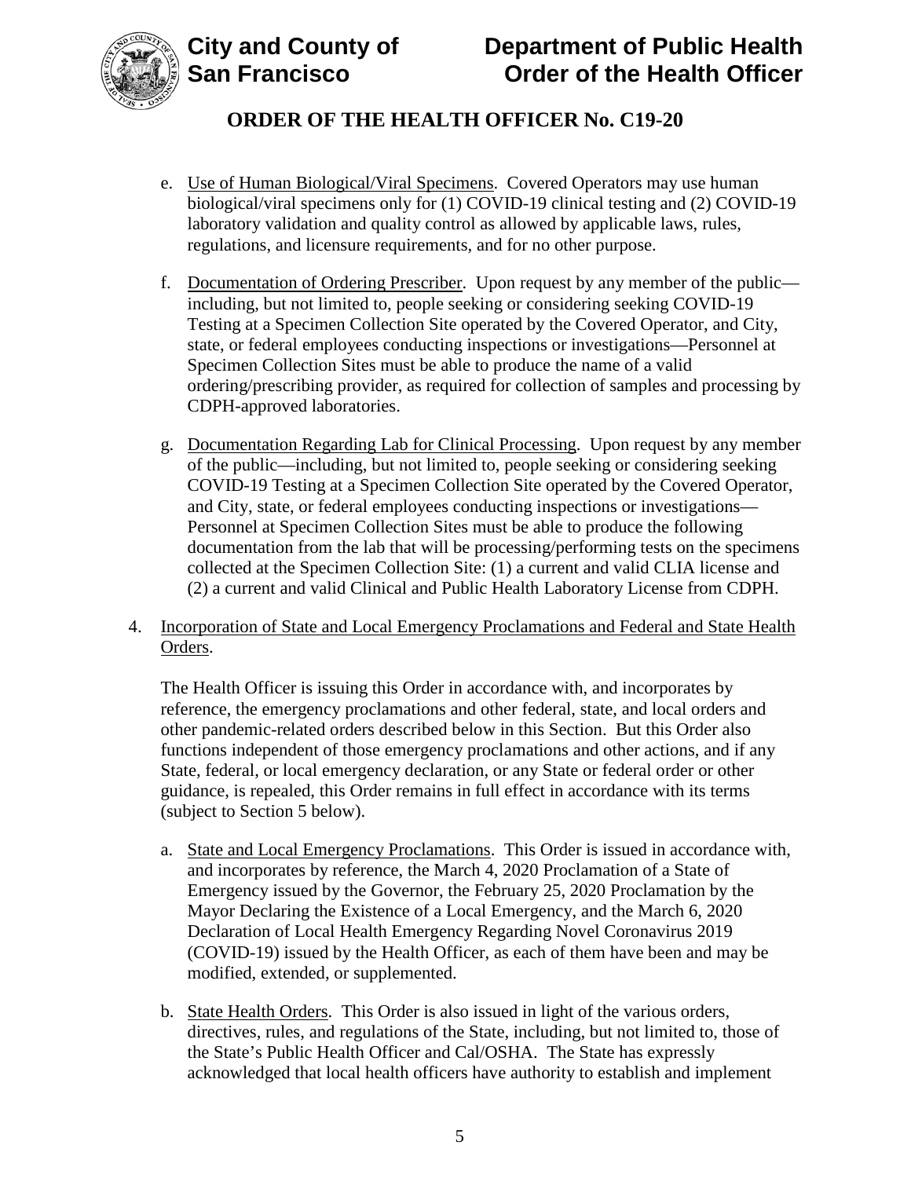e. Use of Human Biological/Viral Specimens. Covered Operators may use human biological/viral specimens only for (1) COVID-19 clinical testing and (2) COVID-19 laboratory validation and quality control as allowed by applicable laws, rules, regulations, and licensure requirements, and for no other purpose.

f. Documentation of Ordering Prescriber. Upon request by any member of the public—including, but not limited to, people seeking or considering seeking COVID-19 Testing at a Specimen Collection Site operated by the Covered Operator, and City, state, or federal employees conducting inspections or investigations—Personnel at Specimen Collection Sites must be able to produce the name of a valid ordering/prescribing provider, as required for collection of samples and processing by CDPH-approved laboratories.

g. Documentation Regarding Lab for Clinical Processing. Upon request by any member of the public—including, but not limited to, people seeking or considering seeking COVID-19 Testing at a Specimen Collection Site operated by the Covered Operator, and City, state, or federal employees conducting inspections or investigations—Personnel at Specimen Collection Sites must be able to produce the following documentation from the lab that will be processing/performing tests on the specimens collected at the Specimen Collection Site: (1) a current and valid CLIA license and (2) a current and valid Clinical and Public Health Laboratory License from CDPH.

4. Incorporation of State and Local Emergency Proclamations and Federal and State Health Orders.

   The Health Officer is issuing this Order in accordance with, and incorporates by reference, the emergency proclamations and other federal, state, and local orders and other pandemic-related orders described below in this Section. But this Order also functions independent of those emergency proclamations and other actions, and if any State, federal, or local emergency declaration, or any State or federal order or other guidance, is repealed, this Order remains in full effect in accordance with its terms (subject to Section 5 below).

   a. State and Local Emergency Proclamations. This Order is issued in accordance with, and incorporates by reference, the March 4, 2020 Proclamation of a State of Emergency issued by the Governor, the February 25, 2020 Proclamation by the Mayor Declaring the Existence of a Local Emergency, and the March 6, 2020 Declaration of Local Health Emergency Regarding Novel Coronavirus 2019 (COVID-19) issued by the Health Officer, as each of them have been and may be modified, extended, or supplemented.

   b. State Health Orders. This Order is also issued in light of the various orders, directives, rules, and regulations of the State, including, but not limited to, those of the State's Public Health Officer and Cal/OSHA. The State has expressly acknowledged that local health officers have authority to establish and implement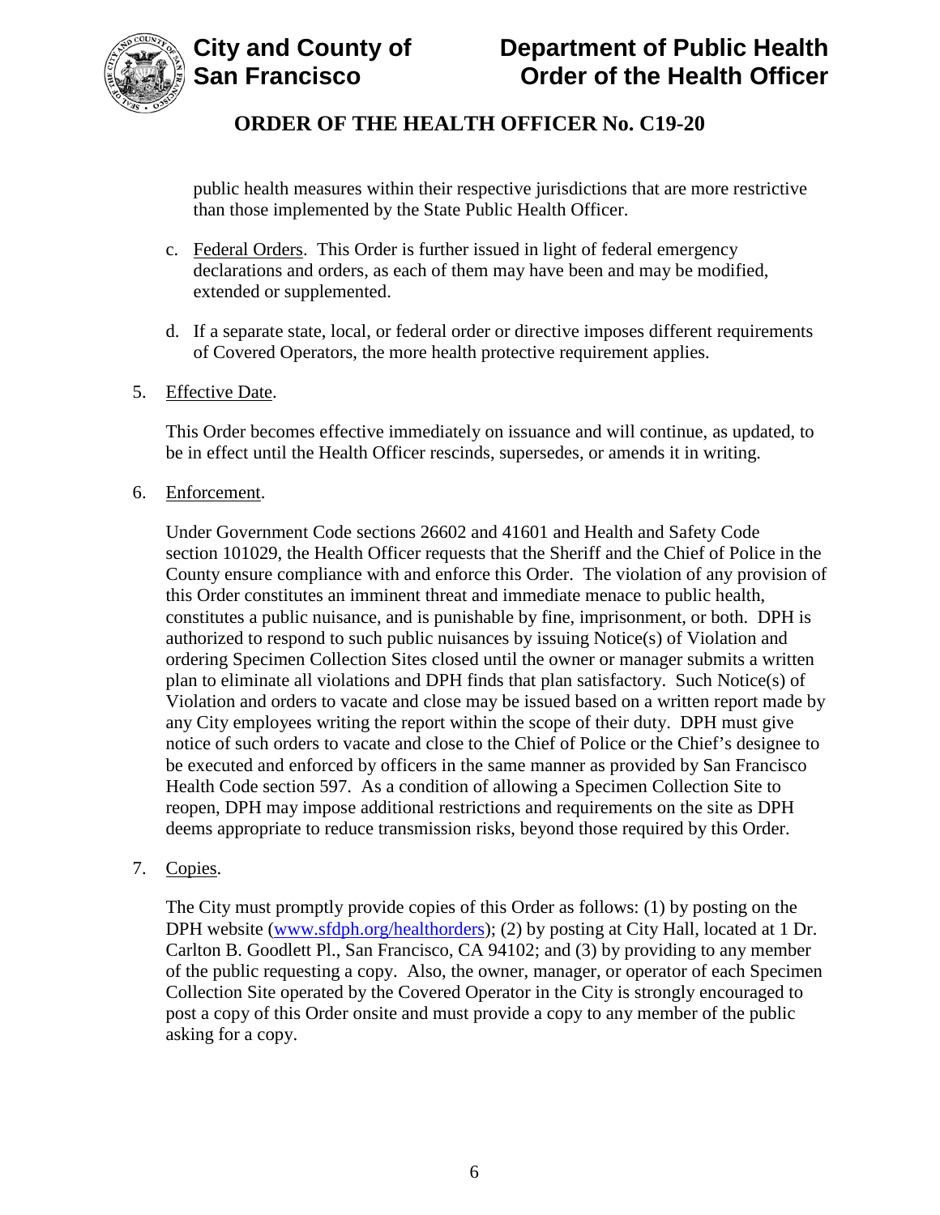public health measures within their respective jurisdictions that are more restrictive than those implemented by the State Public Health Officer.

c. Federal Orders. This Order is further issued in light of federal emergency declarations and orders, as each of them may have been and may be modified, extended or supplemented.

d. If a separate state, local, or federal order or directive imposes different requirements of Covered Operators, the more health protective requirement applies.

5. Effective Date.

   This Order becomes effective immediately on issuance and will continue, as updated, to be in effect until the Health Officer rescinds, supersedes, or amends it in writing.

6. Enforcement.

   Under Government Code sections 26602 and 41601 and Health and Safety Code section 101029, the Health Officer requests that the Sheriff and the Chief of Police in the County ensure compliance with and enforce this Order. The violation of any provision of this Order constitutes an imminent threat and immediate menace to public health, constitutes a public nuisance, and is punishable by fine, imprisonment, or both. DPH is authorized to respond to such public nuisances by issuing Notice(s) of Violation and ordering Specimen Collection Sites closed until the owner or manager submits a written plan to eliminate all violations and DPH finds that plan satisfactory. Such Notice(s) of Violation and orders to vacate and close may be issued based on a written report made by any City employees writing the report within the scope of their duty. DPH must give notice of such orders to vacate and close to the Chief of Police or the Chief's designee to be executed and enforced by officers in the same manner as provided by San Francisco Health Code section 597. As a condition of allowing a Specimen Collection Site to reopen, DPH may impose additional restrictions and requirements on the site as DPH deems appropriate to reduce transmission risks, beyond those required by this Order.

7. Copies.

   The City must promptly provide copies of this Order as follows: (1) by posting on the DPH website (www.sfdph.org/healthorders); (2) by posting at City Hall, located at 1 Dr. Carlton B. Goodlett Pl., San Francisco, CA 94102; and (3) by providing to any member of the public requesting a copy. Also, the owner, manager, or operator of each Specimen Collection Site operated by the Covered Operator in the City is strongly encouraged to post a copy of this Order onsite and must provide a copy to any member of the public asking for a copy.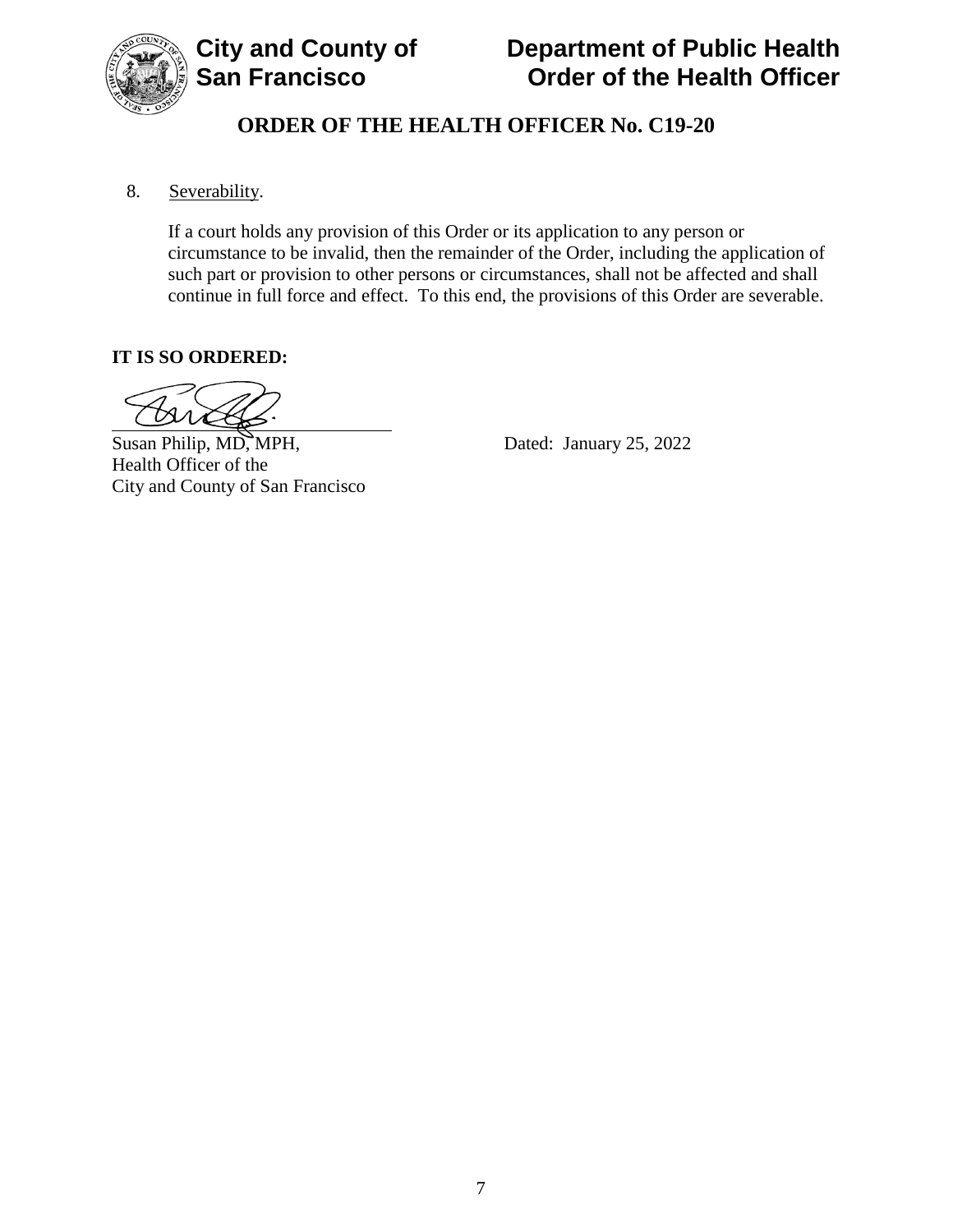## ORDER OF THE HEALTH OFFICER No. C19-20

8. Severability.

If a court holds any provision of this Order or its application to any person or circumstance to be invalid, then the remainder of the Order, including the application of such part or provision to other persons or circumstances, shall not be affected and shall continue in full force and effect. To this end, the provisions of this Order are severable.

**IT IS SO ORDERED:**

Susan Philip, MD, MPH,
Health Officer of the
City and County of San Francisco

Dated: January 25, 2022